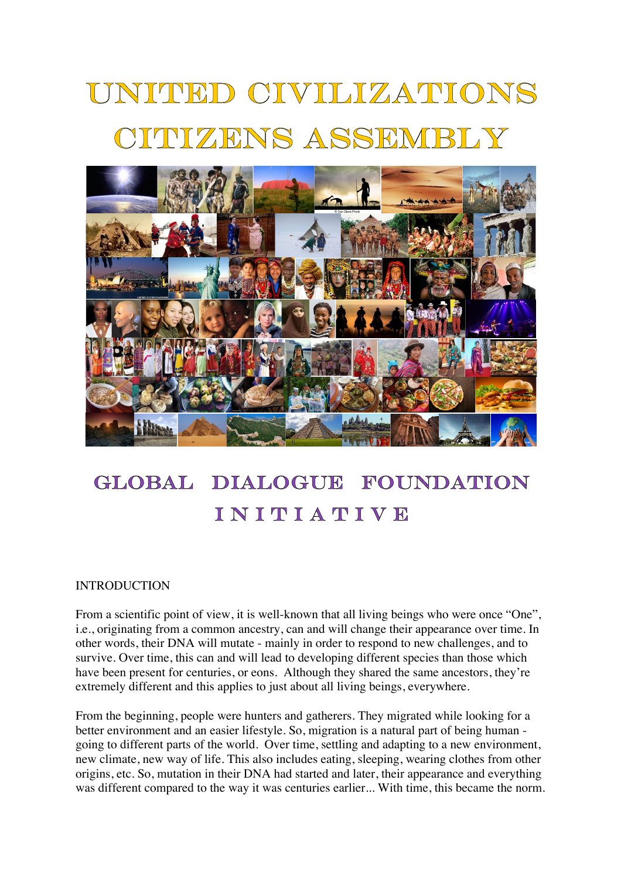# UNITED CIVILIZATIONS CITIZENS ASSEMBLY

## GLOBAL DIALOGUE FOUNDATION INITIATIVE

INTRODUCTION

From a scientific point of view, it is well-known that all living beings who were once "One", i.e., originating from a common ancestry, can and will change their appearance over time. In other words, their DNA will mutate - mainly in order to respond to new challenges, and to survive. Over time, this can and will lead to developing different species than those which have been present for centuries, or eons. Although they shared the same ancestors, they're extremely different and this applies to just about all living beings, everywhere.

From the beginning, people were hunters and gatherers. They migrated while looking for a better environment and an easier lifestyle. So, migration is a natural part of being human - going to different parts of the world. Over time, settling and adapting to a new environment, new climate, new way of life. This also includes eating, sleeping, wearing clothes from other origins, etc. So, mutation in their DNA had started and later, their appearance and everything was different compared to the way it was centuries earlier... With time, this became the norm.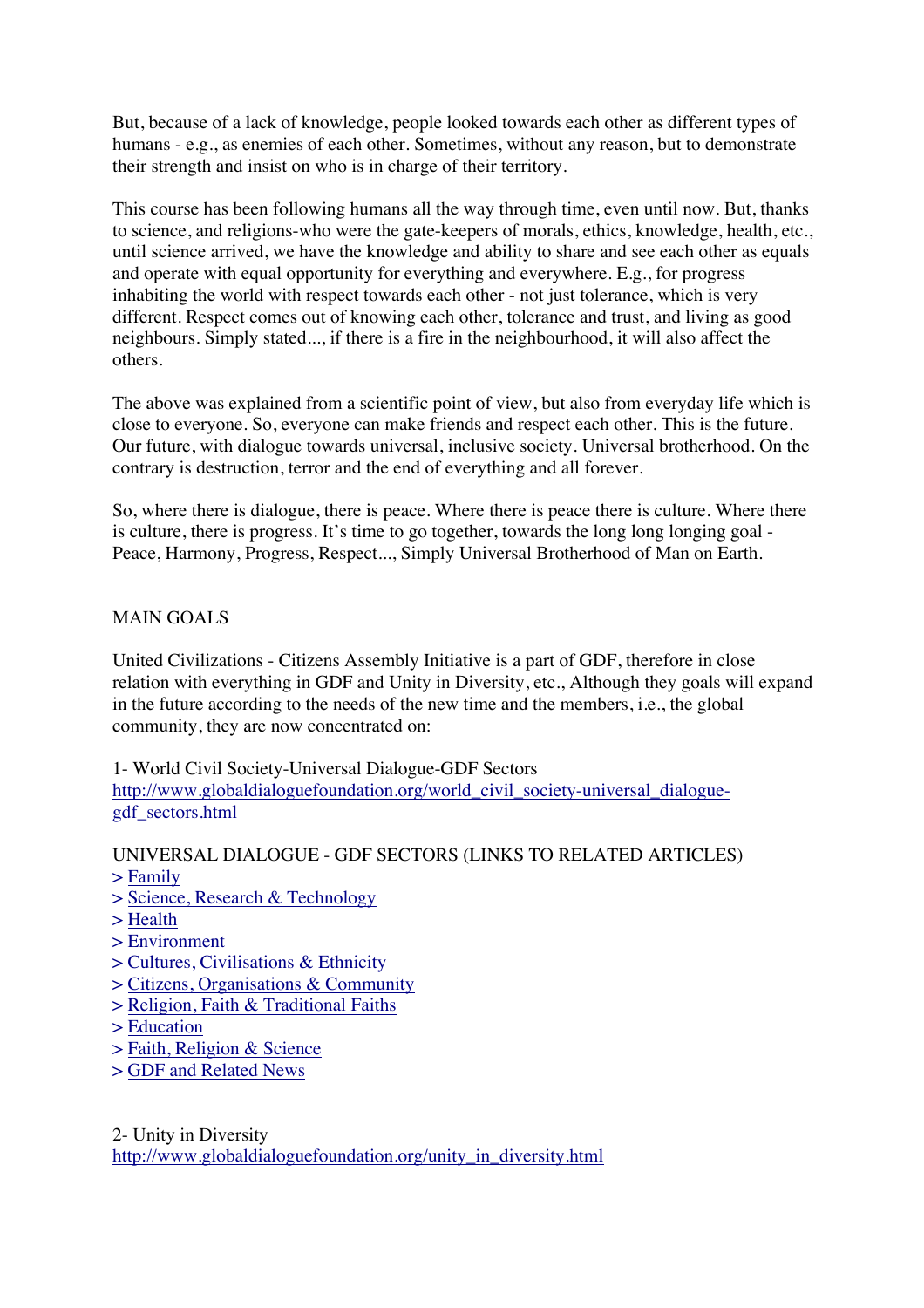But, because of a lack of knowledge, people looked towards each other as different types of humans - e.g., as enemies of each other. Sometimes, without any reason, but to demonstrate their strength and insist on who is in charge of their territory.

This course has been following humans all the way through time, even until now. But, thanks to science, and religions-who were the gate-keepers of morals, ethics, knowledge, health, etc., until science arrived, we have the knowledge and ability to share and see each other as equals and operate with equal opportunity for everything and everywhere. E.g., for progress inhabiting the world with respect towards each other - not just tolerance, which is very different. Respect comes out of knowing each other, tolerance and trust, and living as good neighbours. Simply stated..., if there is a fire in the neighbourhood, it will also affect the others.

The above was explained from a scientific point of view, but also from everyday life which is close to everyone. So, everyone can make friends and respect each other. This is the future. Our future, with dialogue towards universal, inclusive society. Universal brotherhood. On the contrary is destruction, terror and the end of everything and all forever.

So, where there is dialogue, there is peace. Where there is peace there is culture. Where there is culture, there is progress. It's time to go together, towards the long long longing goal - Peace, Harmony, Progress, Respect..., Simply Universal Brotherhood of Man on Earth.

## MAIN GOALS

United Civilizations - Citizens Assembly Initiative is a part of GDF, therefore in close relation with everything in GDF and Unity in Diversity, etc., Although they goals will expand in the future according to the needs of the new time and the members, i.e., the global community, they are now concentrated on:

1- World Civil Society-Universal Dialogue-GDF Sectors
http://www.globaldialoguefoundation.org/world_civil_society-universal_dialogue-gdf_sectors.html

UNIVERSAL DIALOGUE - GDF SECTORS (LINKS TO RELATED ARTICLES)
> Family
> Science, Research & Technology
> Health
> Environment
> Cultures, Civilisations & Ethnicity
> Citizens, Organisations & Community
> Religion, Faith & Traditional Faiths
> Education
> Faith, Religion & Science
> GDF and Related News

2- Unity in Diversity
http://www.globaldialoguefoundation.org/unity_in_diversity.html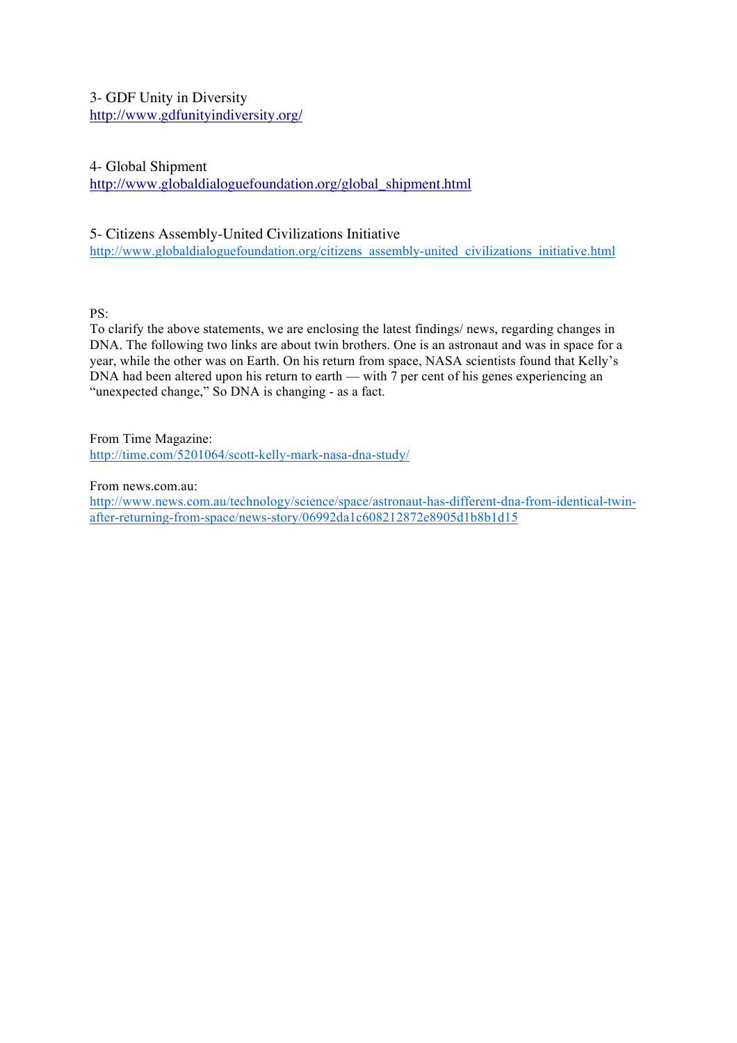3- GDF Unity in Diversity
http://www.gdfunityindiversity.org/

4- Global Shipment
http://www.globaldialoguefoundation.org/global_shipment.html

5- Citizens Assembly-United Civilizations Initiative
http://www.globaldialoguefoundation.org/citizens_assembly-united_civilizations_initiative.html

PS:
To clarify the above statements, we are enclosing the latest findings/ news, regarding changes in DNA. The following two links are about twin brothers. One is an astronaut and was in space for a year, while the other was on Earth. On his return from space, NASA scientists found that Kelly's DNA had been altered upon his return to earth — with 7 per cent of his genes experiencing an "unexpected change," So DNA is changing - as a fact.

From Time Magazine:
http://time.com/5201064/scott-kelly-mark-nasa-dna-study/

From news.com.au:
http://www.news.com.au/technology/science/space/astronaut-has-different-dna-from-identical-twin-after-returning-from-space/news-story/06992da1c608212872e8905d1b8b1d15